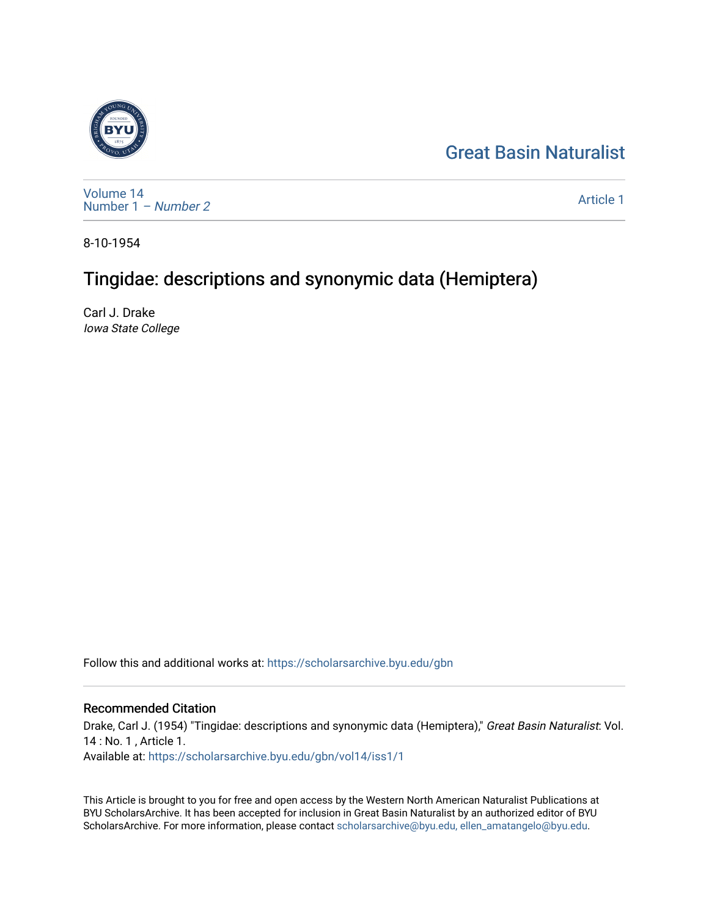Great Basin Naturalist

Volume 14
Number 1 – *Number 2*

Article 1

8-10-1954

# Tingidae: descriptions and synonymic data (Hemiptera)

Carl J. Drake
*Iowa State College*

Follow this and additional works at: https://scholarsarchive.byu.edu/gbn

## Recommended Citation

Drake, Carl J. (1954) "Tingidae: descriptions and synonymic data (Hemiptera)," *Great Basin Naturalist*: Vol. 14 : No. 1 , Article 1.
Available at: https://scholarsarchive.byu.edu/gbn/vol14/iss1/1

This Article is brought to you for free and open access by the Western North American Naturalist Publications at BYU ScholarsArchive. It has been accepted for inclusion in Great Basin Naturalist by an authorized editor of BYU ScholarsArchive. For more information, please contact scholarsarchive@byu.edu, ellen_amatangelo@byu.edu.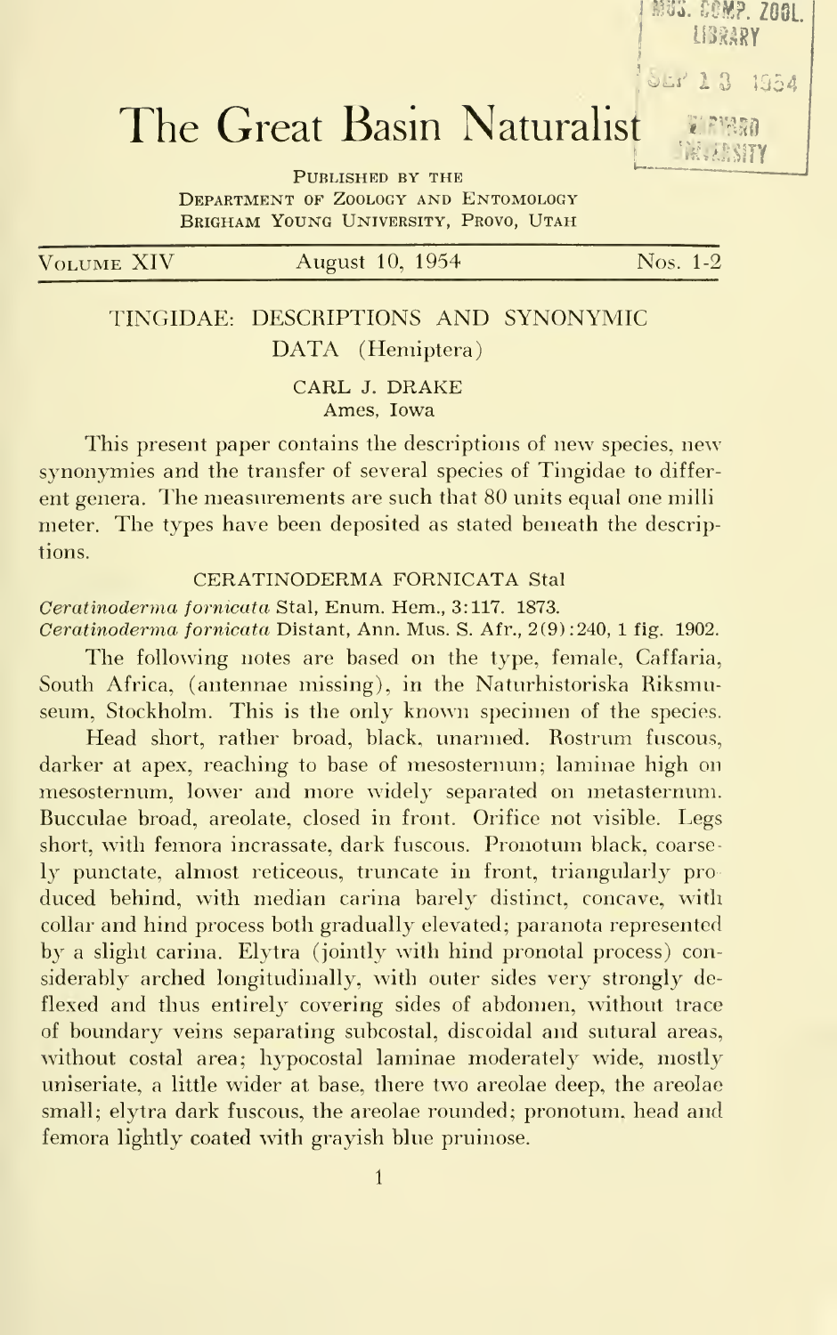# The Great Basin Naturalist

Published by the
Department of Zoology and Entomology
Brigham Young University, Provo, Utah

Volume XIV | August 10, 1954 | Nos. 1-2

## TINGIDAE: DESCRIPTIONS AND SYNONYMIC DATA (Hemiptera)

CARL J. DRAKE
Ames, Iowa

This present paper contains the descriptions of new species, new synonymies and the transfer of several species of Tingidae to different genera. The measurements are such that 80 units equal one millimeter. The types have been deposited as stated beneath the descriptions.

### CERATINODERMA FORNICATA Stal

*Ceratinoderma fornicata* Stal, Enum. Hem., 3:117. 1873.
*Ceratinoderma fornicata* Distant, Ann. Mus. S. Afr., 2(9):240, 1 fig. 1902.

The following notes are based on the type, female, Caffaria, South Africa, (antennae missing), in the Naturhistoriska Riksmuseum, Stockholm. This is the only known specimen of the species.

Head short, rather broad, black, unarmed. Rostrum fuscous, darker at apex, reaching to base of mesosternum; laminae high on mesosternum, lower and more widely separated on metasternum. Bucculae broad, areolate, closed in front. Orifice not visible. Legs short, with femora incrassate, dark fuscous. Pronotum black, coarsely punctate, almost reticeous, truncate in front, triangularly produced behind, with median carina barely distinct, concave, with collar and hind process both gradually elevated; paranota represented by a slight carina. Elytra (jointly with hind pronotal process) considerably arched longitudinally, with outer sides very strongly deflexed and thus entirely covering sides of abdomen, without trace of boundary veins separating subcostal, discoidal and sutural areas, without costal area; hypocostal laminae moderately wide, mostly uniseriate, a little wider at base, there two areolae deep, the areolae small; elytra dark fuscous, the areolae rounded; pronotum, head and femora lightly coated with grayish blue pruinose.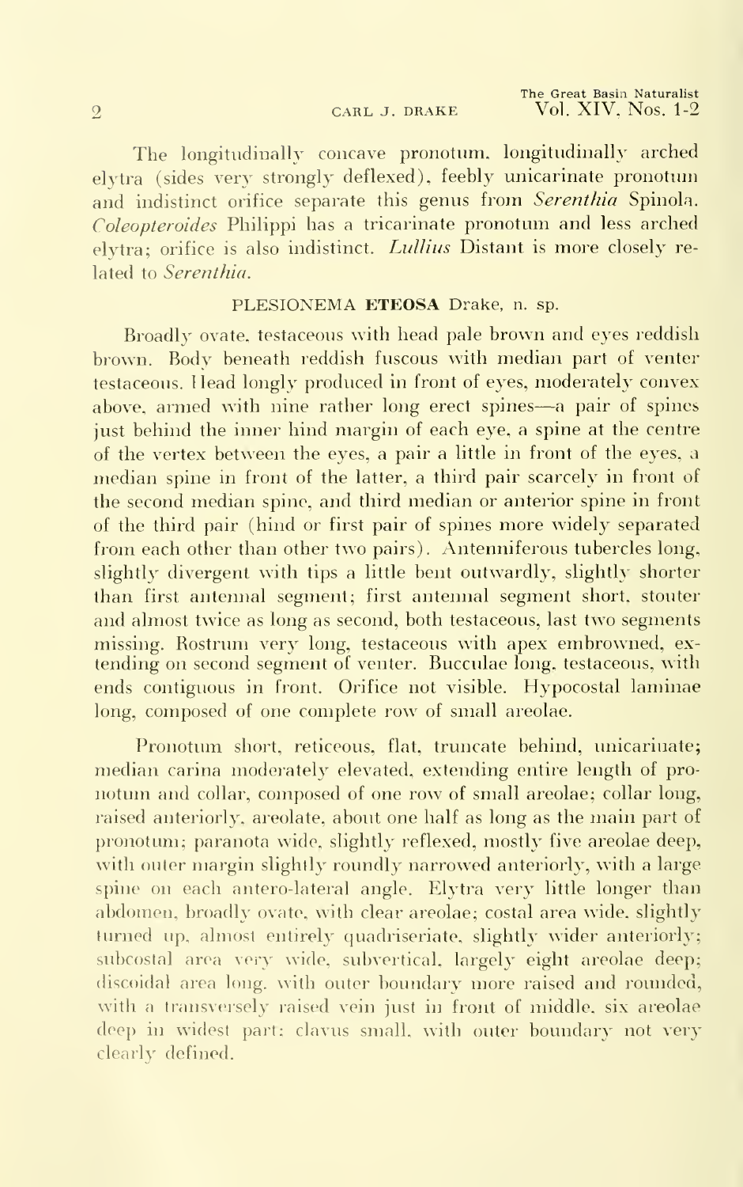The longitudinally concave pronotum, longitudinally arched elytra (sides very strongly deflexed), feebly unicarinate pronotum and indistinct orifice separate this genus from *Serenthia* Spinola. *Coleopteroides* Philippi has a tricarinate pronotum and less arched elytra; orifice is also indistinct. *Lullius* Distant is more closely related to *Serenthia*.

## PLESIONEMA **ETEOSA** Drake, n. sp.

Broadly ovate, testaceous with head pale brown and eyes reddish brown. Body beneath reddish fuscous with median part of venter testaceous. Head longly produced in front of eyes, moderately convex above, armed with nine rather long erect spines—a pair of spines just behind the inner hind margin of each eye, a spine at the centre of the vertex between the eyes, a pair a little in front of the eyes, a median spine in front of the latter, a third pair scarcely in front of the second median spine, and third median or anterior spine in front of the third pair (hind or first pair of spines more widely separated from each other than other two pairs). Antenniferous tubercles long, slightly divergent with tips a little bent outwardly, slightly shorter than first antennal segment; first antennal segment short, stouter and almost twice as long as second, both testaceous, last two segments missing. Rostrum very long, testaceous with apex embrowned, extending on second segment of venter. Bucculae long, testaceous, with ends contiguous in front. Orifice not visible. Hypocostal laminae long, composed of one complete row of small areolae.

Pronotum short, reticeous, flat, truncate behind, unicarinate; median carina moderately elevated, extending entire length of pronotum and collar, composed of one row of small areolae; collar long, raised anteriorly, areolate, about one half as long as the main part of pronotum; paranota wide, slightly reflexed, mostly five areolae deep, with outer margin slightly roundly narrowed anteriorly, with a large spine on each antero-lateral angle. Elytra very little longer than abdomen, broadly ovate, with clear areolae; costal area wide, slightly turned up, almost entirely quadriseriate, slightly wider anteriorly; subcostal area very wide, subvertical, largely eight areolae deep; discoidal area long, with outer boundary more raised and rounded, with a transversely raised vein just in front of middle, six areolae deep in widest part; clavus small, with outer boundary not very clearly defined.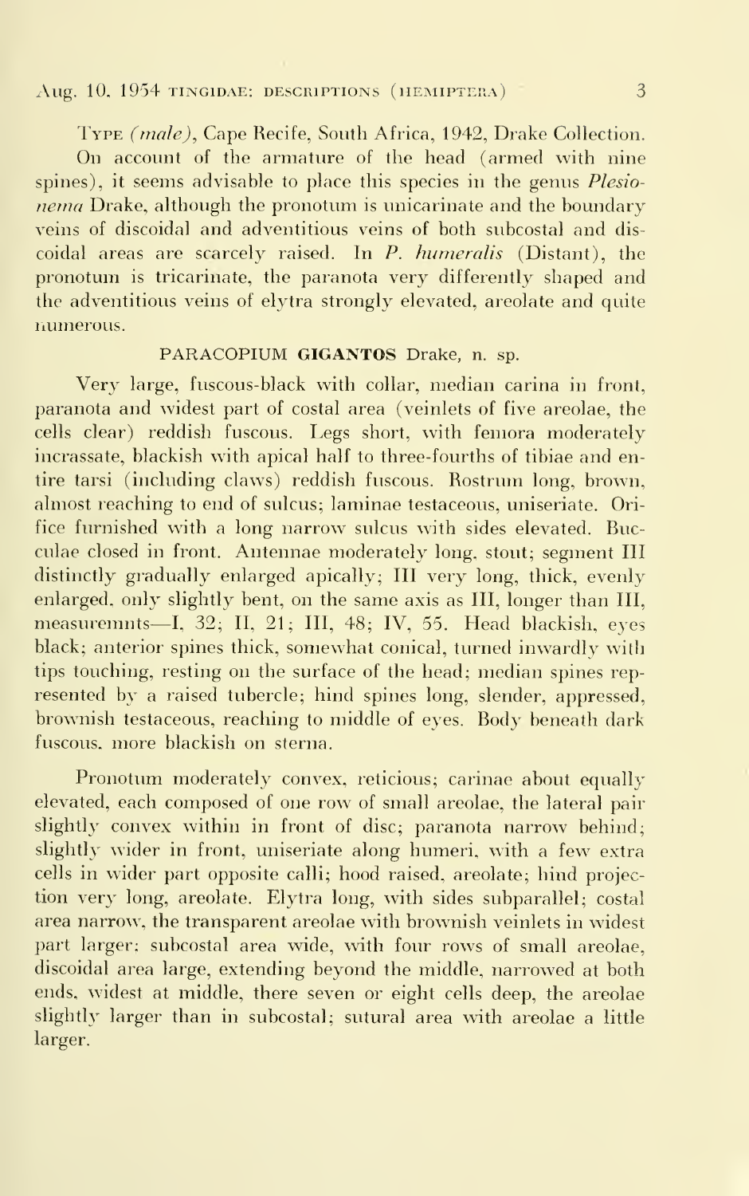Type (*male*), Cape Recife, South Africa, 1942, Drake Collection.

On account of the armature of the head (armed with nine spines), it seems advisable to place this species in the genus *Plesionema* Drake, although the pronotum is unicarinate and the boundary veins of discoidal and adventitious veins of both subcostal and discoidal areas are scarcely raised. In *P. humeralis* (Distant), the pronotum is tricarinate, the paranota very differently shaped and the adventitious veins of elytra strongly elevated, areolate and quite numerous.

### PARACOPIUM GIGANTOS Drake, n. sp.

Very large, fuscous-black with collar, median carina in front, paranota and widest part of costal area (veinlets of five areolae, the cells clear) reddish fuscous. Legs short, with femora moderately incrassate, blackish with apical half to three-fourths of tibiae and entire tarsi (including claws) reddish fuscous. Rostrum long, brown, almost reaching to end of sulcus; laminae testaceous, uniseriate. Orifice furnished with a long narrow sulcus with sides elevated. Bucculae closed in front. Antennae moderately long, stout; segment III distinctly gradually enlarged apically; III very long, thick, evenly enlarged, only slightly bent, on the same axis as III, longer than III, measuremnts—I, 32; II, 21; III, 48; IV, 55. Head blackish, eyes black; anterior spines thick, somewhat conical, turned inwardly with tips touching, resting on the surface of the head; median spines represented by a raised tubercle; hind spines long, slender, appressed, brownish testaceous, reaching to middle of eyes. Body beneath dark fuscous, more blackish on sterna.

Pronotum moderately convex, reticious; carinae about equally elevated, each composed of one row of small areolae, the lateral pair slightly convex within in front of disc; paranota narrow behind; slightly wider in front, uniseriate along humeri, with a few extra cells in wider part opposite calli; hood raised, areolate; hind projection very long, areolate. Elytra long, with sides subparallel; costal area narrow, the transparent areolae with brownish veinlets in widest part larger; subcostal area wide, with four rows of small areolae, discoidal area large, extending beyond the middle, narrowed at both ends, widest at middle, there seven or eight cells deep, the areolae slightly larger than in subcostal; sutural area with areolae a little larger.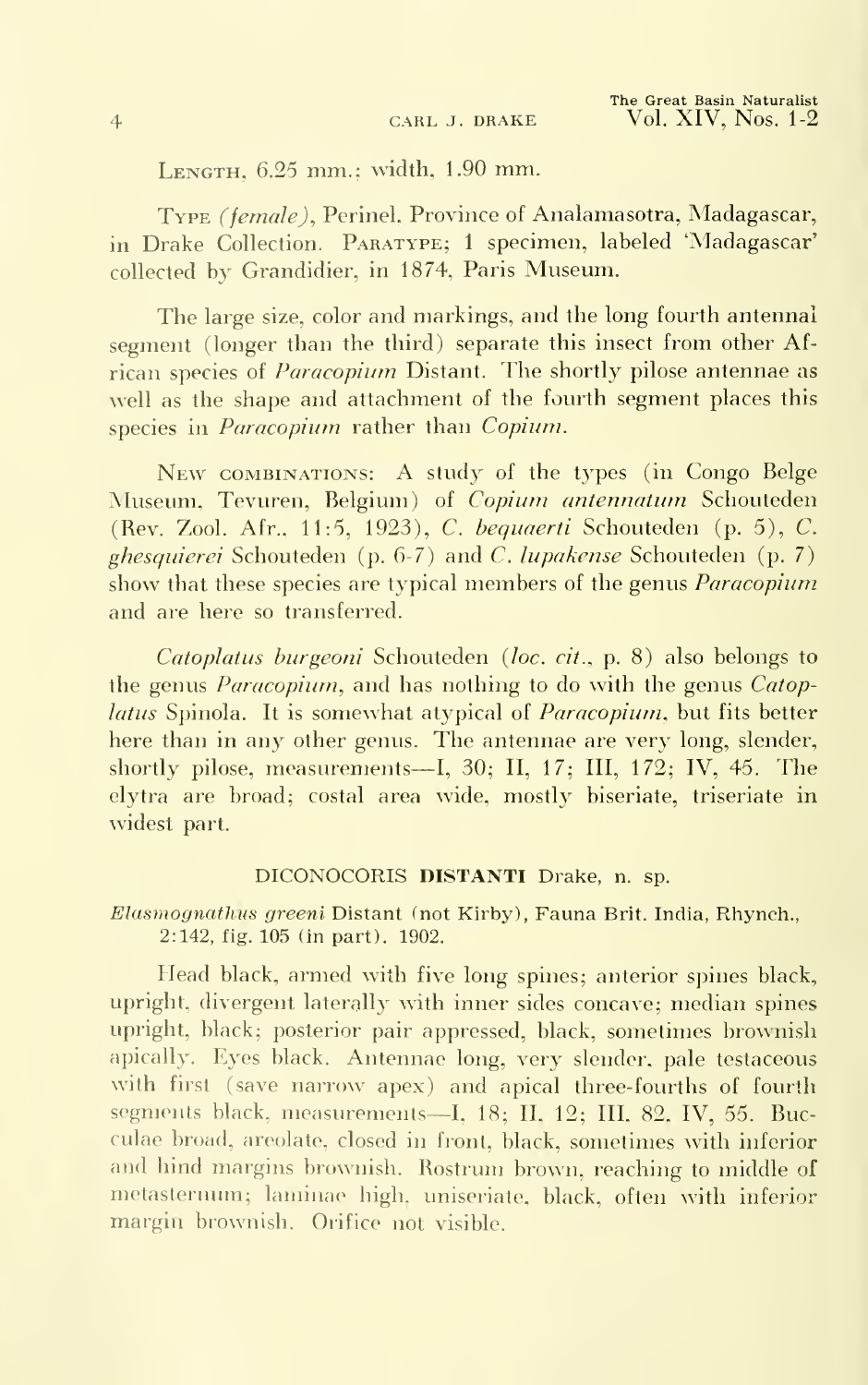Length, 6.25 mm.; width, 1.90 mm.

Type *(female)*, Perinel. Province of Analamasotra, Madagascar, in Drake Collection. Paratype; 1 specimen, labeled 'Madagascar' collected by Grandidier, in 1874, Paris Museum.

The large size, color and markings, and the long fourth antennal segment (longer than the third) separate this insect from other African species of *Paracopium* Distant. The shortly pilose antennae as well as the shape and attachment of the fourth segment places this species in *Paracopium* rather than *Copium*.

New combinations: A study of the types (in Congo Belge Museum, Tevuren, Belgium) of *Copium antennatum* Schouteden (Rev. Zool. Afr., 11:5, 1923), *C. bequaerti* Schouteden (p. 5), *C. ghesquierei* Schouteden (p. 6-7) and *C. lupakense* Schouteden (p. 7) show that these species are typical members of the genus *Paracopium* and are here so transferred.

*Catoplatus burgeoni* Schouteden (*loc. cit.*, p. 8) also belongs to the genus *Paracopium*, and has nothing to do with the genus *Catoplatus* Spinola. It is somewhat atypical of *Paracopium*, but fits better here than in any other genus. The antennae are very long, slender, shortly pilose, measurements—I, 30; II, 17; III, 172; IV, 45. The elytra are broad; costal area wide, mostly biseriate, triseriate in widest part.

### DICONOCORIS **DISTANTI** Drake, n. sp.

*Elasmognathus greeni* Distant (not Kirby), Fauna Brit. India, Rhynch., 2:142, fig. 105 (in part). 1902.

Head black, armed with five long spines; anterior spines black, upright, divergent laterally with inner sides concave; median spines upright, black; posterior pair appressed, black, sometimes brownish apically. Eyes black. Antennae long, very slender, pale testaceous with first (save narrow apex) and apical three-fourths of fourth segments black, measurements—I, 18; II, 12; III, 82, IV, 55. Bucculae broad, areolate, closed in front, black, sometimes with inferior and hind margins brownish. Rostrum brown, reaching to middle of metasternum; laminae high, uniseriate, black, often with inferior margin brownish. Orifice not visible.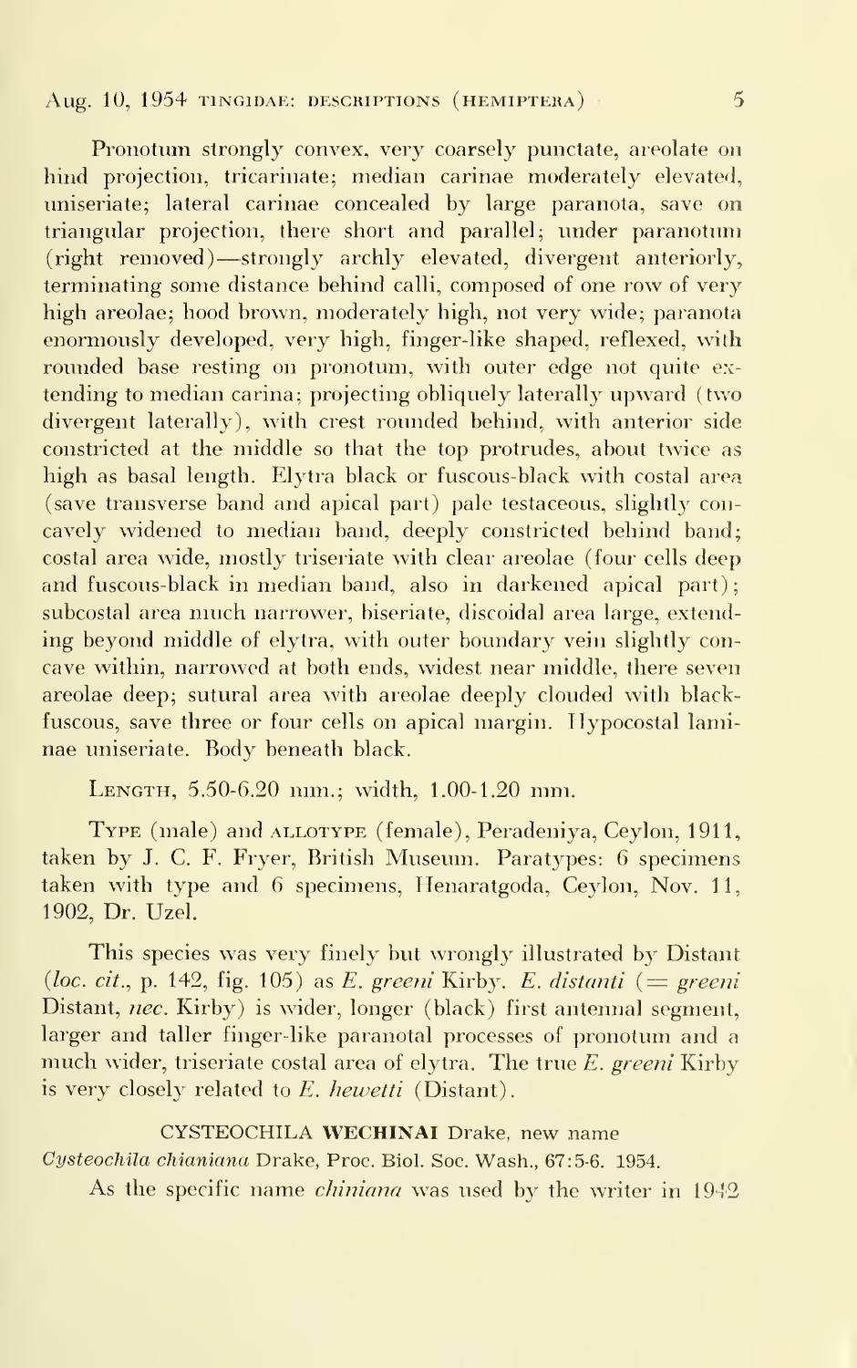Pronotum strongly convex, very coarsely punctate, areolate on hind projection, tricarinate; median carinae moderately elevated, uniseriate; lateral carinae concealed by large paranota, save on triangular projection, there short and parallel; under paranotum (right removed)—strongly archly elevated, divergent anteriorly, terminating some distance behind calli, composed of one row of very high areolae; hood brown, moderately high, not very wide; paranota enormously developed, very high, finger-like shaped, reflexed, with rounded base resting on pronotum, with outer edge not quite extending to median carina; projecting obliquely laterally upward (two divergent laterally), with crest rounded behind, with anterior side constricted at the middle so that the top protrudes, about twice as high as basal length. Elytra black or fuscous-black with costal area (save transverse band and apical part) pale testaceous, slightly concavely widened to median band, deeply constricted behind band; costal area wide, mostly triseriate with clear areolae (four cells deep and fuscous-black in median band, also in darkened apical part); subcostal area much narrower, biseriate, discoidal area large, extending beyond middle of elytra, with outer boundary vein slightly concave within, narrowed at both ends, widest near middle, there seven areolae deep; sutural area with areolae deeply clouded with black-fuscous, save three or four cells on apical margin. Hypocostal laminae uniseriate. Body beneath black.

LENGTH, 5.50-6.20 mm.; width, 1.00-1.20 mm.

TYPE (male) and ALLOTYPE (female), Peradeniya, Ceylon, 1911, taken by J. C. F. Fryer, British Museum. Paratypes: 6 specimens taken with type and 6 specimens, Henaratgoda, Ceylon, Nov. 11, 1902, Dr. Uzel.

This species was very finely but wrongly illustrated by Distant (*loc. cit.*, p. 142, fig. 105) as *E. greeni* Kirby. *E. distanti* (= *greeni* Distant, *nec.* Kirby) is wider, longer (black) first antennal segment, larger and taller finger-like paranotal processes of pronotum and a much wider, triseriate costal area of elytra. The true *E. greeni* Kirby is very closely related to *E. hewetti* (Distant).

CYSTEOCHILA **WECHINAI** Drake, new name

*Cysteochila chianiana* Drake, Proc. Biol. Soc. Wash., 67:5-6. 1954.

As the specific name *chiniana* was used by the writer in 1942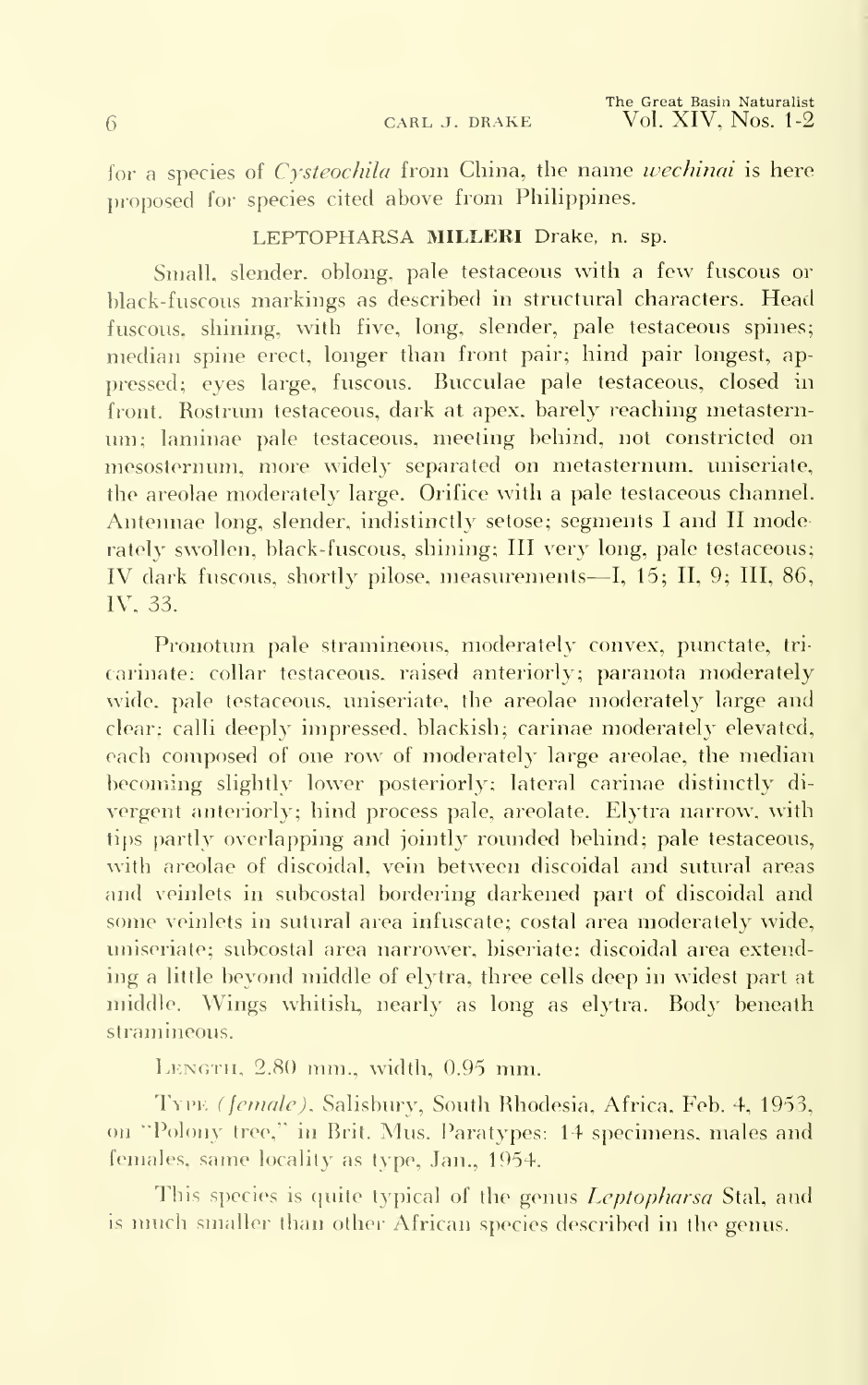for a species of *Cysteochila* from China, the name *wechinai* is here proposed for species cited above from Philippines.

### LEPTOPHARSA MILLERI Drake, n. sp.

Small, slender, oblong, pale testaceous with a few fuscous or black-fuscous markings as described in structural characters. Head fuscous, shining, with five, long, slender, pale testaceous spines; median spine erect, longer than front pair; hind pair longest, appressed; eyes large, fuscous. Bucculae pale testaceous, closed in front. Rostrum testaceous, dark at apex, barely reaching metasternum; laminae pale testaceous, meeting behind, not constricted on mesosternum, more widely separated on metasternum, uniseriate, the areolae moderately large. Orifice with a pale testaceous channel. Antennae long, slender, indistinctly setose; segments I and II moderately swollen, black-fuscous, shining; III very long, pale testaceous; IV dark fuscous, shortly pilose, measurements—I, 15; II, 9; III, 86, IV, 33.

Pronotum pale stramineous, moderately convex, punctate, tricarinate; collar testaceous, raised anteriorly; paranota moderately wide, pale testaceous, uniseriate, the areolae moderately large and clear; calli deeply impressed, blackish; carinae moderately elevated, each composed of one row of moderately large areolae, the median becoming slightly lower posteriorly; lateral carinae distinctly divergent anteriorly; hind process pale, areolate. Elytra narrow, with tips partly overlapping and jointly rounded behind; pale testaceous, with areolae of discoidal, vein between discoidal and sutural areas and veinlets in subcostal bordering darkened part of discoidal and some veinlets in sutural area infuscate; costal area moderately wide, uniseriate; subcostal area narrower, biseriate; discoidal area extending a little beyond middle of elytra, three cells deep in widest part at middle. Wings whitish, nearly as long as elytra. Body beneath stramineous.

Length, 2.80 mm., width, 0.95 mm.

Type *(female)*, Salisbury, South Rhodesia, Africa, Feb. 4, 1953, on "Polony tree," in Brit. Mus. Paratypes: 14 specimens, males and females, same locality as type, Jan., 1954.

This species is quite typical of the genus *Leptopharsa* Stal, and is much smaller than other African species described in the genus.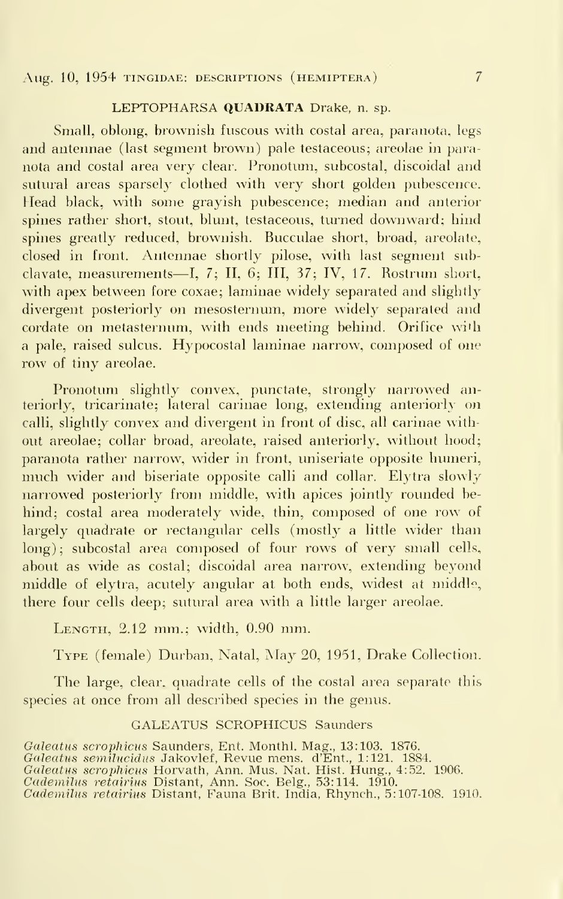## LEPTOPHARSA **QUADRATA** Drake, n. sp.

Small, oblong, brownish fuscous with costal area, paranota, legs and antennae (last segment brown) pale testaceous; areolae in paranota and costal area very clear. Pronotum, subcostal, discoidal and sutural areas sparsely clothed with very short golden pubescence. Head black, with some grayish pubescence; median and anterior spines rather short, stout, blunt, testaceous, turned downward; hind spines greatly reduced, brownish. Bucculae short, broad, areolate, closed in front. Antennae shortly pilose, with last segment subclavate, measurements—I, 7; II, 6; III, 37; IV, 17. Rostrum short, with apex between fore coxae; laminae widely separated and slightly divergent posteriorly on mesosternum, more widely separated and cordate on metasternum, with ends meeting behind. Orifice with a pale, raised sulcus. Hypocostal laminae narrow, composed of one row of tiny areolae.

Pronotum slightly convex, punctate, strongly narrowed anteriorly, tricarinate; lateral carinae long, extending anteriorly on calli, slightly convex and divergent in front of disc, all carinae without areolae; collar broad, areolate, raised anteriorly, without hood; paranota rather narrow, wider in front, uniseriate opposite humeri, much wider and biseriate opposite calli and collar. Elytra slowly narrowed posteriorly from middle, with apices jointly rounded behind; costal area moderately wide, thin, composed of one row of largely quadrate or rectangular cells (mostly a little wider than long); subcostal area composed of four rows of very small cells, about as wide as costal; discoidal area narrow, extending beyond middle of elytra, acutely angular at both ends, widest at middle, there four cells deep; sutural area with a little larger areolae.

Length, 2.12 mm.; width, 0.90 mm.

Type (female) Durban, Natal, May 20, 1951, Drake Collection.

The large, clear, quadrate cells of the costal area separate this species at once from all described species in the genus.

## GALEATUS SCROPHICUS Saunders

*Galeatus scrophicus* Saunders, Ent. Monthl. Mag., 13:103. 1876.
*Galeatus semilucidus* Jakovlef, Revue mens. d'Ent., 1:121. 1884.
*Galeatus scrophicus* Horvath, Ann. Mus. Nat. Hist. Hung., 4:52. 1906.
*Cademilus retairius* Distant, Ann. Soc. Belg., 53:114. 1910.
*Cademilus retairius* Distant, Fauna Brit. India, Rhynch., 5:107-108. 1910.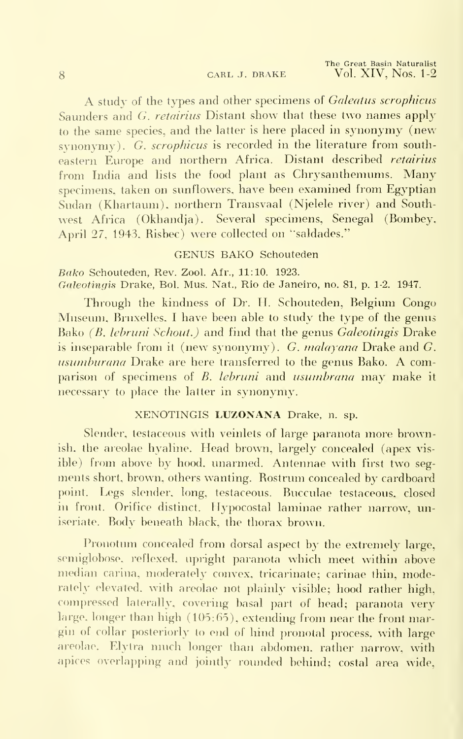A study of the types and other specimens of *Galeatus scrophicus* Saunders and *G. retairius* Distant show that these two names apply to the same species, and the latter is here placed in synonymy (new synonymy). *G. scrophicus* is recorded in the literature from southeastern Europe and northern Africa. Distant described *retairius* from India and lists the food plant as Chrysanthemums. Many specimens, taken on sunflowers, have been examined from Egyptian Sudan (Khartaum), northern Transvaal (Njelele river) and Southwest Africa (Okhandja). Several specimens, Senegal (Bombey, April 27, 1943, Risbec) were collected on "saldades."

## GENUS BAKO Schouteden

*Bako* Schouteden, Rev. Zool. Afr., 11:10. 1923.
*Galeotingis* Drake, Bol. Mus. Nat., Rio de Janeiro, no. 81, p. 1-2. 1947.

Through the kindness of Dr. H. Schouteden, Belgium Congo Museum, Bruxelles, I have been able to study the type of the genus Bako *(B. lebruni Schout.)* and find that the genus *Galeotingis* Drake is inseparable from it (new synonymy). *G. malayana* Drake and *G. usumburana* Drake are here transferred to the genus Bako. A comparison of specimens of *B. lebruni* and *usumbrana* may make it necessary to place the latter in synonymy.

## XENOTINGIS **LUZONANA** Drake, n. sp.

Slender, testaceous with veinlets of large paranota more brownish, the areolae hyaline. Head brown, largely concealed (apex visible) from above by hood, unarmed. Antennae with first two segments short, brown, others wanting. Rostrum concealed by cardboard point. Legs slender, long, testaceous. Bucculae testaceous, closed in front. Orifice distinct. Hypocostal laminae rather narrow, uniseriate. Body beneath black, the thorax brown.

Pronotum concealed from dorsal aspect by the extremely large, semiglobose, reflexed, upright paranota which meet within above median carina, moderately convex, tricarinate; carinae thin, moderately elevated, with areolae not plainly visible; hood rather high, compressed laterally, covering basal part of head; paranota very large, longer than high (105:65), extending from near the front margin of collar posteriorly to end of hind pronotal process, with large areolae. Elytra much longer than abdomen, rather narrow, with apices overlapping and jointly rounded behind; costal area wide,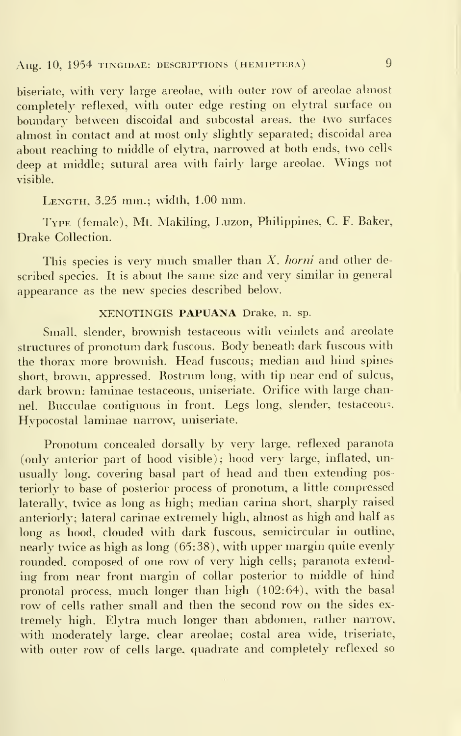biseriate, with very large areolae, with outer row of areolae almost completely reflexed, with outer edge resting on elytral surface on boundary between discoidal and subcostal areas, the two surfaces almost in contact and at most only slightly separated; discoidal area about reaching to middle of elytra, narrowed at both ends, two cells deep at middle; sutural area with fairly large areolae. Wings not visible.

Length, 3.25 mm.; width, 1.00 mm.

Type (female), Mt. Makiling, Luzon, Philippines, C. F. Baker, Drake Collection.

This species is very much smaller than *X. horni* and other described species. It is about the same size and very similar in general appearance as the new species described below.

### XENOTINGIS **PAPUANA** Drake, n. sp.

Small, slender, brownish testaceous with veinlets and areolate structures of pronotum dark fuscous. Body beneath dark fuscous with the thorax more brownish. Head fuscous; median and hind spines short, brown, appressed. Rostrum long, with tip near end of sulcus, dark brown; laminae testaceous, uniseriate. Orifice with large channel. Bucculae contiguous in front. Legs long, slender, testaceous. Hypocostal laminae narrow, uniseriate.

Pronotum concealed dorsally by very large, reflexed paranota (only anterior part of hood visible); hood very large, inflated, unusually long, covering basal part of head and then extending posteriorly to base of posterior process of pronotum, a little compressed laterally, twice as long as high; median carina short, sharply raised anteriorly; lateral carinae extremely high, almost as high and half as long as hood, clouded with dark fuscous, semicircular in outline, nearly twice as high as long (65:38), with upper margin quite evenly rounded, composed of one row of very high cells; paranota extending from near front margin of collar posterior to middle of hind pronotal process, much longer than high (102:64), with the basal row of cells rather small and then the second row on the sides extremely high. Elytra much longer than abdomen, rather narrow, with moderately large, clear areolae; costal area wide, triseriate, with outer row of cells large, quadrate and completely reflexed so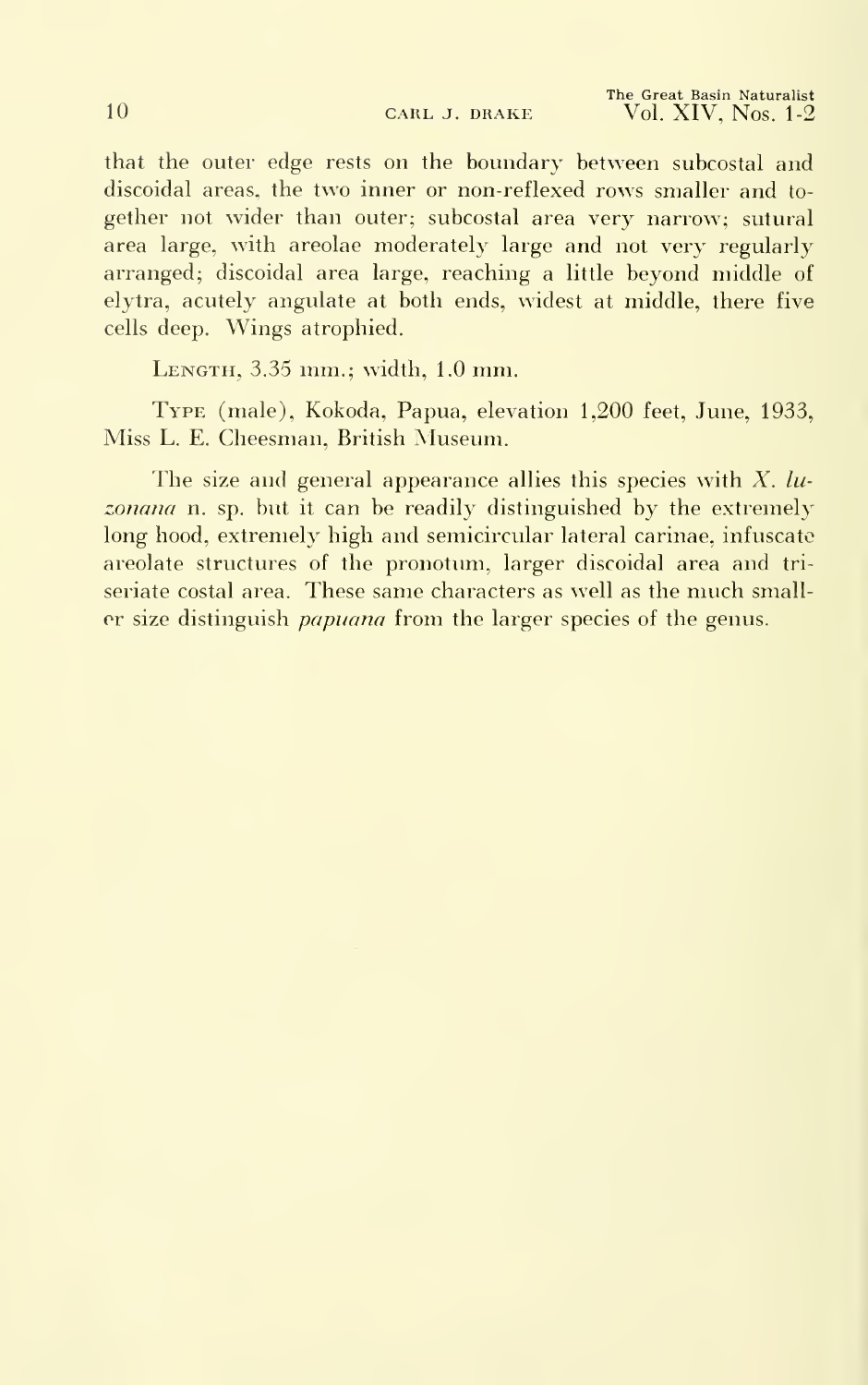that the outer edge rests on the boundary between subcostal and discoidal areas, the two inner or non-reflexed rows smaller and together not wider than outer; subcostal area very narrow; sutural area large, with areolae moderately large and not very regularly arranged; discoidal area large, reaching a little beyond middle of elytra, acutely angulate at both ends, widest at middle, there five cells deep. Wings atrophied.

Length, 3.35 mm.; width, 1.0 mm.

Type (male), Kokoda, Papua, elevation 1,200 feet, June, 1933, Miss L. E. Cheesman, British Museum.

The size and general appearance allies this species with *X. luzonana* n. sp. but it can be readily distinguished by the extremely long hood, extremely high and semicircular lateral carinae, infuscate areolate structures of the pronotum, larger discoidal area and triseriate costal area. These same characters as well as the much smaller size distinguish *papuana* from the larger species of the genus.